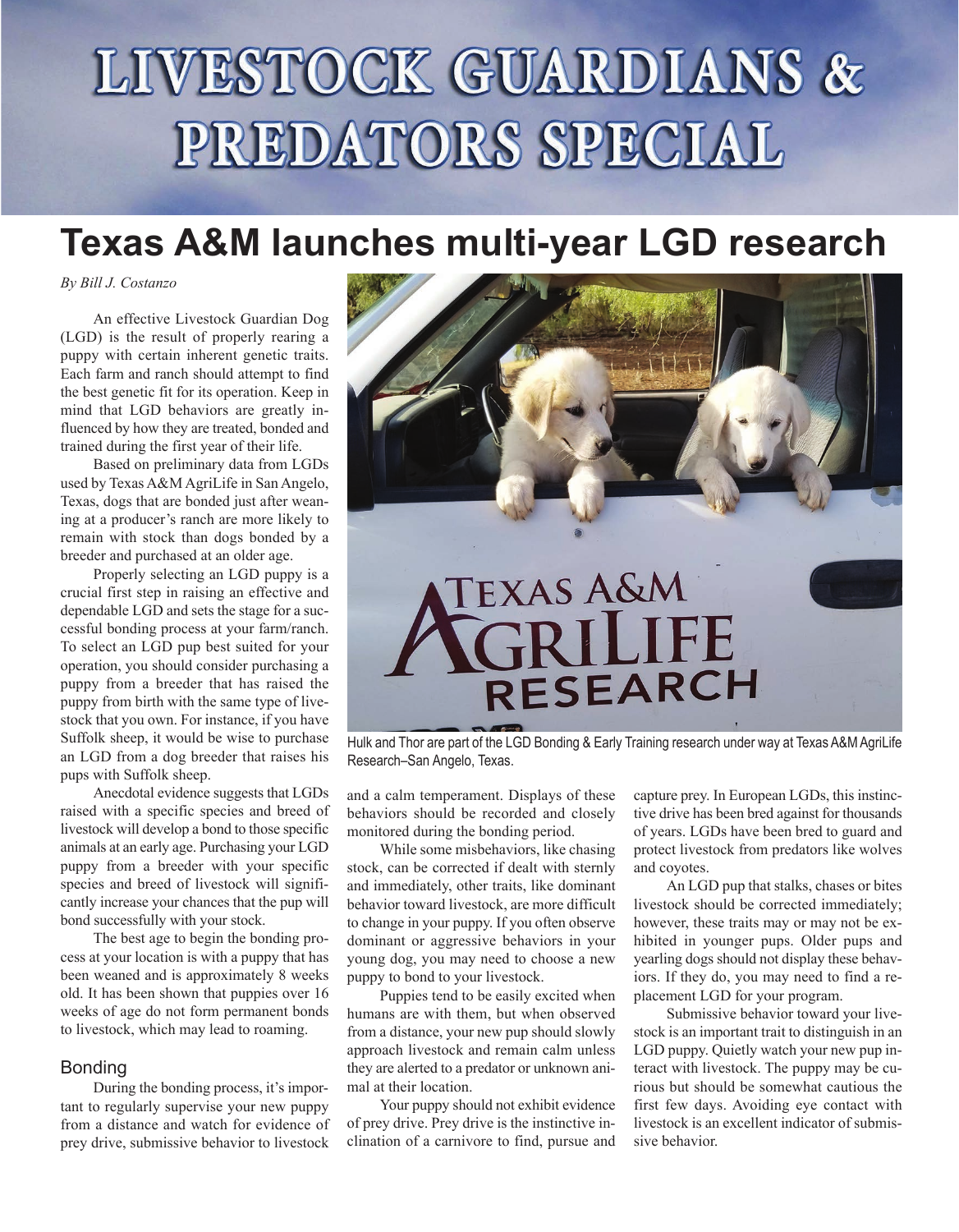# LIVESTOCK GUARDIANS & PREDATORS SPECIAL

## Texas A&M launches multi-year LGD research

*By Bill J. Costanzo*

An effective Livestock Guardian Dog (LGD) is the result of properly rearing a puppy with certain inherent genetic traits. Each farm and ranch should attempt to find the best genetic fit for its operation. Keep in mind that LGD behaviors are greatly influenced by how they are treated, bonded and trained during the first year of their life.

Based on preliminary data from LGDs used by Texas A&M AgriLife in San Angelo, Texas, dogs that are bonded just after weaning at a producer's ranch are more likely to remain with stock than dogs bonded by a breeder and purchased at an older age.

Properly selecting an LGD puppy is a crucial first step in raising an effective and dependable LGD and sets the stage for a successful bonding process at your farm/ranch. To select an LGD pup best suited for your operation, you should consider purchasing a puppy from a breeder that has raised the puppy from birth with the same type of livestock that you own. For instance, if you have Suffolk sheep, it would be wise to purchase an LGD from a dog breeder that raises his pups with Suffolk sheep.

Anecdotal evidence suggests that LGDs raised with a specific species and breed of livestock will develop a bond to those specific animals at an early age. Purchasing your LGD puppy from a breeder with your specific species and breed of livestock will significantly increase your chances that the pup will bond successfully with your stock.

The best age to begin the bonding process at your location is with a puppy that has been weaned and is approximately 8 weeks old. It has been shown that puppies over 16 weeks of age do not form permanent bonds to livestock, which may lead to roaming.

### Bonding

During the bonding process, it's important to regularly supervise your new puppy from a distance and watch for evidence of prey drive, submissive behavior to livestock and a calm temperament. Displays of these behaviors should be recorded and closely monitored during the bonding period.

While some misbehaviors, like chasing stock, can be corrected if dealt with sternly and immediately, other traits, like dominant behavior toward livestock, are more difficult to change in your puppy. If you often observe dominant or aggressive behaviors in your young dog, you may need to choose a new puppy to bond to your livestock.

Puppies tend to be easily excited when humans are with them, but when observed from a distance, your new pup should slowly approach livestock and remain calm unless they are alerted to a predator or unknown animal at their location.

Your puppy should not exhibit evidence of prey drive. Prey drive is the instinctive inclination of a carnivore to find, pursue and capture prey. In European LGDs, this instinctive drive has been bred against for thousands of years. LGDs have been bred to guard and protect livestock from predators like wolves and coyotes.

An LGD pup that stalks, chases or bites livestock should be corrected immediately; however, these traits may or may not be exhibited in younger pups. Older pups and yearling dogs should not display these behaviors. If they do, you may need to find a replacement LGD for your program.

Submissive behavior toward your livestock is an important trait to distinguish in an LGD puppy. Quietly watch your new pup interact with livestock. The puppy may be curious but should be somewhat cautious the first few days. Avoiding eye contact with livestock is an excellent indicator of submissive behavior.

Hulk and Thor are part of the LGD Bonding & Early Training research under way at Texas A&M AgriLife Research–San Angelo, Texas.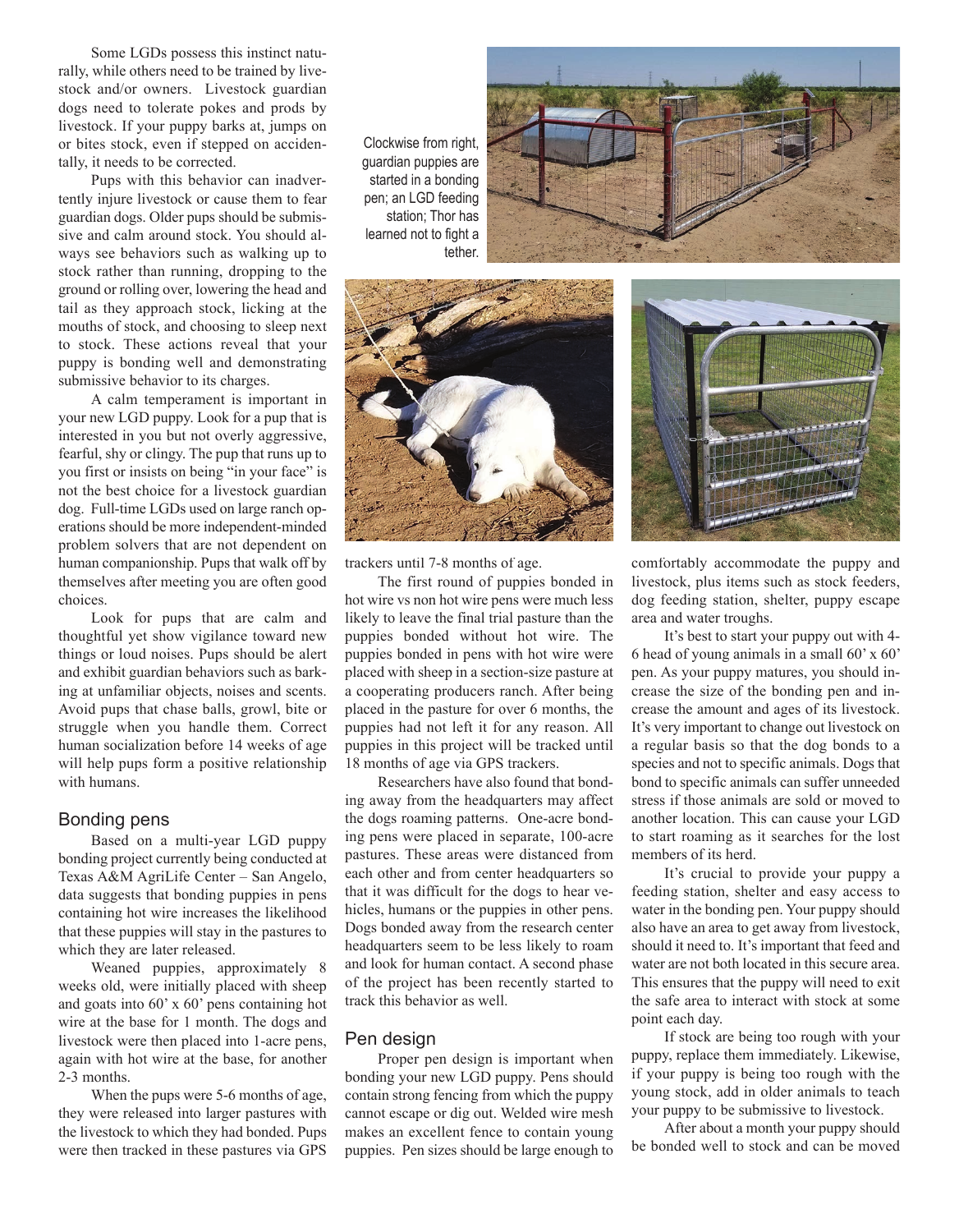Some LGDs possess this instinct naturally, while others need to be trained by livestock and/or owners. Livestock guardian dogs need to tolerate pokes and prods by livestock. If your puppy barks at, jumps on or bites stock, even if stepped on accidentally, it needs to be corrected.

Pups with this behavior can inadvertently injure livestock or cause them to fear guardian dogs. Older pups should be submissive and calm around stock. You should always see behaviors such as walking up to stock rather than running, dropping to the ground or rolling over, lowering the head and tail as they approach stock, licking at the mouths of stock, and choosing to sleep next to stock. These actions reveal that your puppy is bonding well and demonstrating submissive behavior to its charges.

A calm temperament is important in your new LGD puppy. Look for a pup that is interested in you but not overly aggressive, fearful, shy or clingy. The pup that runs up to you first or insists on being "in your face" is not the best choice for a livestock guardian dog. Full-time LGDs used on large ranch operations should be more independent-minded problem solvers that are not dependent on human companionship. Pups that walk off by themselves after meeting you are often good choices.

Look for pups that are calm and thoughtful yet show vigilance toward new things or loud noises. Pups should be alert and exhibit guardian behaviors such as barking at unfamiliar objects, noises and scents. Avoid pups that chase balls, growl, bite or struggle when you handle them. Correct human socialization before 14 weeks of age will help pups form a positive relationship with humans.

## Bonding pens

Based on a multi-year LGD puppy bonding project currently being conducted at Texas A&M AgriLife Center – San Angelo, data suggests that bonding puppies in pens containing hot wire increases the likelihood that these puppies will stay in the pastures to which they are later released.

Weaned puppies, approximately 8 weeks old, were initially placed with sheep and goats into 60' x 60' pens containing hot wire at the base for 1 month. The dogs and livestock were then placed into 1-acre pens, again with hot wire at the base, for another 2-3 months.

When the pups were 5-6 months of age, they were released into larger pastures with the livestock to which they had bonded. Pups were then tracked in these pastures via GPS trackers until 7-8 months of age.

Clockwise from right, guardian puppies are started in a bonding pen; an LGD feeding station; Thor has learned not to fight a tether.

The first round of puppies bonded in hot wire vs non hot wire pens were much less likely to leave the final trial pasture than the puppies bonded without hot wire. The puppies bonded in pens with hot wire were placed with sheep in a section-size pasture at a cooperating producers ranch. After being placed in the pasture for over 6 months, the puppies had not left it for any reason. All puppies in this project will be tracked until 18 months of age via GPS trackers.

Researchers have also found that bonding away from the headquarters may affect the dogs roaming patterns. One-acre bonding pens were placed in separate, 100-acre pastures. These areas were distanced from each other and from center headquarters so that it was difficult for the dogs to hear vehicles, humans or the puppies in other pens. Dogs bonded away from the research center headquarters seem to be less likely to roam and look for human contact. A second phase of the project has been recently started to track this behavior as well.

## Pen design

Proper pen design is important when bonding your new LGD puppy. Pens should contain strong fencing from which the puppy cannot escape or dig out. Welded wire mesh makes an excellent fence to contain young puppies. Pen sizes should be large enough to comfortably accommodate the puppy and livestock, plus items such as stock feeders, dog feeding station, shelter, puppy escape area and water troughs.

It's best to start your puppy out with 4-6 head of young animals in a small 60' x 60' pen. As your puppy matures, you should increase the size of the bonding pen and increase the amount and ages of its livestock. It's very important to change out livestock on a regular basis so that the dog bonds to a species and not to specific animals. Dogs that bond to specific animals can suffer unneeded stress if those animals are sold or moved to another location. This can cause your LGD to start roaming as it searches for the lost members of its herd.

It's crucial to provide your puppy a feeding station, shelter and easy access to water in the bonding pen. Your puppy should also have an area to get away from livestock, should it need to. It's important that feed and water are not both located in this secure area. This ensures that the puppy will need to exit the safe area to interact with stock at some point each day.

If stock are being too rough with your puppy, replace them immediately. Likewise, if your puppy is being too rough with the young stock, add in older animals to teach your puppy to be submissive to livestock.

After about a month your puppy should be bonded well to stock and can be moved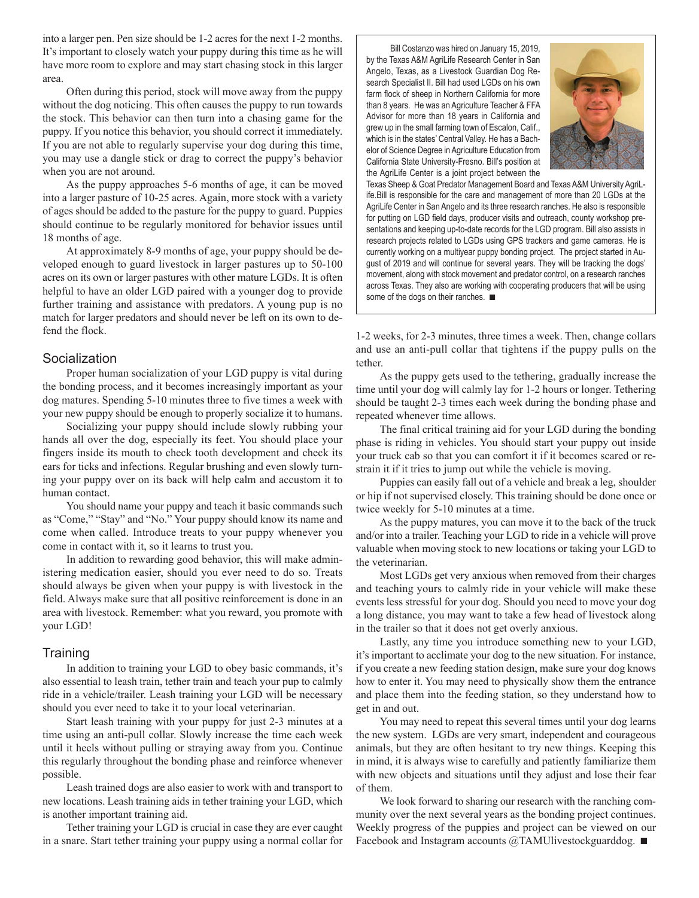into a larger pen. Pen size should be 1-2 acres for the next 1-2 months. It's important to closely watch your puppy during this time as he will have more room to explore and may start chasing stock in this larger area.

Often during this period, stock will move away from the puppy without the dog noticing. This often causes the puppy to run towards the stock. This behavior can then turn into a chasing game for the puppy. If you notice this behavior, you should correct it immediately. If you are not able to regularly supervise your dog during this time, you may use a dangle stick or drag to correct the puppy's behavior when you are not around.

As the puppy approaches 5-6 months of age, it can be moved into a larger pasture of 10-25 acres. Again, more stock with a variety of ages should be added to the pasture for the puppy to guard. Puppies should continue to be regularly monitored for behavior issues until 18 months of age.

At approximately 8-9 months of age, your puppy should be developed enough to guard livestock in larger pastures up to 50-100 acres on its own or larger pastures with other mature LGDs. It is often helpful to have an older LGD paired with a younger dog to provide further training and assistance with predators. A young pup is no match for larger predators and should never be left on its own to defend the flock.

## Socialization

Proper human socialization of your LGD puppy is vital during the bonding process, and it becomes increasingly important as your dog matures. Spending 5-10 minutes three to five times a week with your new puppy should be enough to properly socialize it to humans.

Socializing your puppy should include slowly rubbing your hands all over the dog, especially its feet. You should place your fingers inside its mouth to check tooth development and check its ears for ticks and infections. Regular brushing and even slowly turning your puppy over on its back will help calm and accustom it to human contact.

You should name your puppy and teach it basic commands such as "Come," "Stay" and "No." Your puppy should know its name and come when called. Introduce treats to your puppy whenever you come in contact with it, so it learns to trust you.

In addition to rewarding good behavior, this will make administering medication easier, should you ever need to do so. Treats should always be given when your puppy is with livestock in the field. Always make sure that all positive reinforcement is done in an area with livestock. Remember: what you reward, you promote with your LGD!

## Training

In addition to training your LGD to obey basic commands, it's also essential to leash train, tether train and teach your pup to calmly ride in a vehicle/trailer. Leash training your LGD will be necessary should you ever need to take it to your local veterinarian.

Start leash training with your puppy for just 2-3 minutes at a time using an anti-pull collar. Slowly increase the time each week until it heels without pulling or straying away from you. Continue this regularly throughout the bonding phase and reinforce whenever possible.

Leash trained dogs are also easier to work with and transport to new locations. Leash training aids in tether training your LGD, which is another important training aid.

Tether training your LGD is crucial in case they are ever caught in a snare. Start tether training your puppy using a normal collar for 1-2 weeks, for 2-3 minutes, three times a week. Then, change collars and use an anti-pull collar that tightens if the puppy pulls on the tether.

As the puppy gets used to the tethering, gradually increase the time until your dog will calmly lay for 1-2 hours or longer. Tethering should be taught 2-3 times each week during the bonding phase and repeated whenever time allows.

The final critical training aid for your LGD during the bonding phase is riding in vehicles. You should start your puppy out inside your truck cab so that you can comfort it if it becomes scared or restrain it if it tries to jump out while the vehicle is moving.

Puppies can easily fall out of a vehicle and break a leg, shoulder or hip if not supervised closely. This training should be done once or twice weekly for 5-10 minutes at a time.

As the puppy matures, you can move it to the back of the truck and/or into a trailer. Teaching your LGD to ride in a vehicle will prove valuable when moving stock to new locations or taking your LGD to the veterinarian.

Most LGDs get very anxious when removed from their charges and teaching yours to calmly ride in your vehicle will make these events less stressful for your dog. Should you need to move your dog a long distance, you may want to take a few head of livestock along in the trailer so that it does not get overly anxious.

Lastly, any time you introduce something new to your LGD, it's important to acclimate your dog to the new situation. For instance, if you create a new feeding station design, make sure your dog knows how to enter it. You may need to physically show them the entrance and place them into the feeding station, so they understand how to get in and out.

You may need to repeat this several times until your dog learns the new system. LGDs are very smart, independent and courageous animals, but they are often hesitant to try new things. Keeping this in mind, it is always wise to carefully and patiently familiarize them with new objects and situations until they adjust and lose their fear of them.

We look forward to sharing our research with the ranching community over the next several years as the bonding project continues. Weekly progress of the puppies and project can be viewed on our Facebook and Instagram accounts @TAMUlivestockguarddog. ■

---

Bill Costanzo was hired on January 15, 2019, by the Texas A&M AgriLife Research Center in San Angelo, Texas, as a Livestock Guardian Dog Research Specialist II. Bill had used LGDs on his own farm flock of sheep in Northern California for more than 8 years. He was an Agriculture Teacher & FFA Advisor for more than 18 years in California and grew up in the small farming town of Escalon, Calif., which is in the states' Central Valley. He has a Bachelor of Science Degree in Agriculture Education from California State University-Fresno. Bill's position at the AgriLife Center is a joint project between the Texas Sheep & Goat Predator Management Board and Texas A&M University AgriLife.Bill is responsible for the care and management of more than 20 LGDs at the AgriLife Center in San Angelo and its three research ranches. He also is responsible for putting on LGD field days, producer visits and outreach, county workshop presentations and keeping up-to-date records for the LGD program. Bill also assists in research projects related to LGDs using GPS trackers and game cameras. He is currently working on a multiyear puppy bonding project. The project started in August of 2019 and will continue for several years. They will be tracking the dogs' movement, along with stock movement and predator control, on a research ranches across Texas. They also are working with cooperating producers that will be using some of the dogs on their ranches. ■